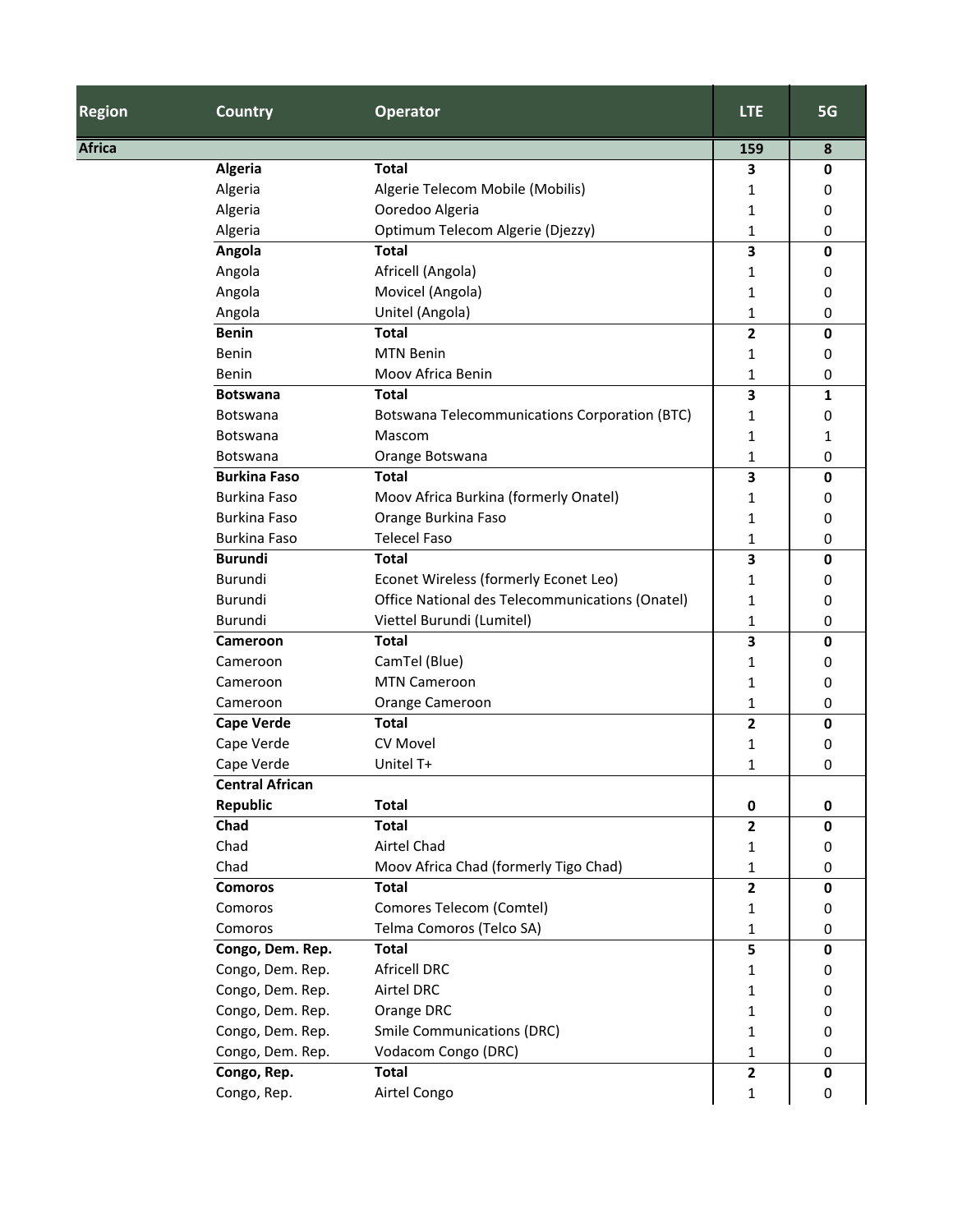| Region | Country | Operator | LTE | 5G |
|---|---|---|---|---|
| **Africa** | | | **159** | **8** |
| | **Algeria** | **Total** | **3** | **0** |
| | Algeria | Algerie Telecom Mobile (Mobilis) | 1 | 0 |
| | Algeria | Ooredoo Algeria | 1 | 0 |
| | Algeria | Optimum Telecom Algerie (Djezzy) | 1 | 0 |
| | **Angola** | **Total** | **3** | **0** |
| | Angola | Africell (Angola) | 1 | 0 |
| | Angola | Movicel (Angola) | 1 | 0 |
| | Angola | Unitel (Angola) | 1 | 0 |
| | **Benin** | **Total** | **2** | **0** |
| | Benin | MTN Benin | 1 | 0 |
| | Benin | Moov Africa Benin | 1 | 0 |
| | **Botswana** | **Total** | **3** | **1** |
| | Botswana | Botswana Telecommunications Corporation (BTC) | 1 | 0 |
| | Botswana | Mascom | 1 | 1 |
| | Botswana | Orange Botswana | 1 | 0 |
| | **Burkina Faso** | **Total** | **3** | **0** |
| | Burkina Faso | Moov Africa Burkina (formerly Onatel) | 1 | 0 |
| | Burkina Faso | Orange Burkina Faso | 1 | 0 |
| | Burkina Faso | Telecel Faso | 1 | 0 |
| | **Burundi** | **Total** | **3** | **0** |
| | Burundi | Econet Wireless (formerly Econet Leo) | 1 | 0 |
| | Burundi | Office National des Telecommunications (Onatel) | 1 | 0 |
| | Burundi | Viettel Burundi (Lumitel) | 1 | 0 |
| | **Cameroon** | **Total** | **3** | **0** |
| | Cameroon | CamTel (Blue) | 1 | 0 |
| | Cameroon | MTN Cameroon | 1 | 0 |
| | Cameroon | Orange Cameroon | 1 | 0 |
| | **Cape Verde** | **Total** | **2** | **0** |
| | Cape Verde | CV Movel | 1 | 0 |
| | Cape Verde | Unitel T+ | 1 | 0 |
| | **Central African Republic** | **Total** | **0** | **0** |
| | **Chad** | **Total** | **2** | **0** |
| | Chad | Airtel Chad | 1 | 0 |
| | Chad | Moov Africa Chad (formerly Tigo Chad) | 1 | 0 |
| | **Comoros** | **Total** | **2** | **0** |
| | Comoros | Comores Telecom (Comtel) | 1 | 0 |
| | Comoros | Telma Comoros (Telco SA) | 1 | 0 |
| | **Congo, Dem. Rep.** | **Total** | **5** | **0** |
| | Congo, Dem. Rep. | Africell DRC | 1 | 0 |
| | Congo, Dem. Rep. | Airtel DRC | 1 | 0 |
| | Congo, Dem. Rep. | Orange DRC | 1 | 0 |
| | Congo, Dem. Rep. | Smile Communications (DRC) | 1 | 0 |
| | Congo, Dem. Rep. | Vodacom Congo (DRC) | 1 | 0 |
| | **Congo, Rep.** | **Total** | **2** | **0** |
| | Congo, Rep. | Airtel Congo | 1 | 0 |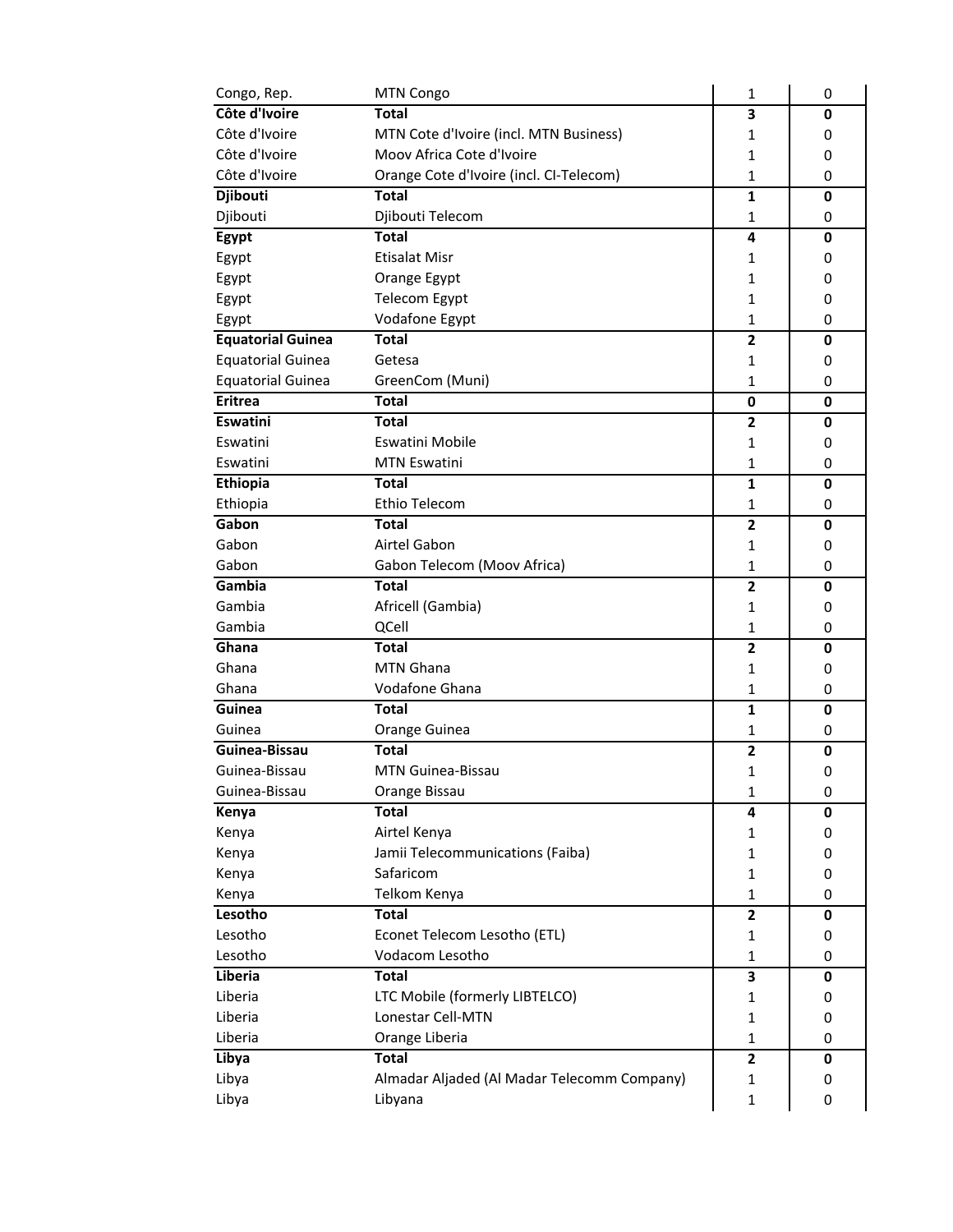| Congo, Rep. | MTN Congo | 1 | 0 |
|---|---|---|---|
| **Côte d'Ivoire** | **Total** | **3** | **0** |
| Côte d'Ivoire | MTN Cote d'Ivoire (incl. MTN Business) | 1 | 0 |
| Côte d'Ivoire | Moov Africa Cote d'Ivoire | 1 | 0 |
| Côte d'Ivoire | Orange Cote d'Ivoire (incl. CI-Telecom) | 1 | 0 |
| **Djibouti** | **Total** | **1** | **0** |
| Djibouti | Djibouti Telecom | 1 | 0 |
| **Egypt** | **Total** | **4** | **0** |
| Egypt | Etisalat Misr | 1 | 0 |
| Egypt | Orange Egypt | 1 | 0 |
| Egypt | Telecom Egypt | 1 | 0 |
| Egypt | Vodafone Egypt | 1 | 0 |
| **Equatorial Guinea** | **Total** | **2** | **0** |
| Equatorial Guinea | Getesa | 1 | 0 |
| Equatorial Guinea | GreenCom (Muni) | 1 | 0 |
| **Eritrea** | **Total** | **0** | **0** |
| **Eswatini** | **Total** | **2** | **0** |
| Eswatini | Eswatini Mobile | 1 | 0 |
| Eswatini | MTN Eswatini | 1 | 0 |
| **Ethiopia** | **Total** | **1** | **0** |
| Ethiopia | Ethio Telecom | 1 | 0 |
| **Gabon** | **Total** | **2** | **0** |
| Gabon | Airtel Gabon | 1 | 0 |
| Gabon | Gabon Telecom (Moov Africa) | 1 | 0 |
| **Gambia** | **Total** | **2** | **0** |
| Gambia | Africell (Gambia) | 1 | 0 |
| Gambia | QCell | 1 | 0 |
| **Ghana** | **Total** | **2** | **0** |
| Ghana | MTN Ghana | 1 | 0 |
| Ghana | Vodafone Ghana | 1 | 0 |
| **Guinea** | **Total** | **1** | **0** |
| Guinea | Orange Guinea | 1 | 0 |
| **Guinea-Bissau** | **Total** | **2** | **0** |
| Guinea-Bissau | MTN Guinea-Bissau | 1 | 0 |
| Guinea-Bissau | Orange Bissau | 1 | 0 |
| **Kenya** | **Total** | **4** | **0** |
| Kenya | Airtel Kenya | 1 | 0 |
| Kenya | Jamii Telecommunications (Faiba) | 1 | 0 |
| Kenya | Safaricom | 1 | 0 |
| Kenya | Telkom Kenya | 1 | 0 |
| **Lesotho** | **Total** | **2** | **0** |
| Lesotho | Econet Telecom Lesotho (ETL) | 1 | 0 |
| Lesotho | Vodacom Lesotho | 1 | 0 |
| **Liberia** | **Total** | **3** | **0** |
| Liberia | LTC Mobile (formerly LIBTELCO) | 1 | 0 |
| Liberia | Lonestar Cell-MTN | 1 | 0 |
| Liberia | Orange Liberia | 1 | 0 |
| **Libya** | **Total** | **2** | **0** |
| Libya | Almadar Aljaded (Al Madar Telecomm Company) | 1 | 0 |
| Libya | Libyana | 1 | 0 |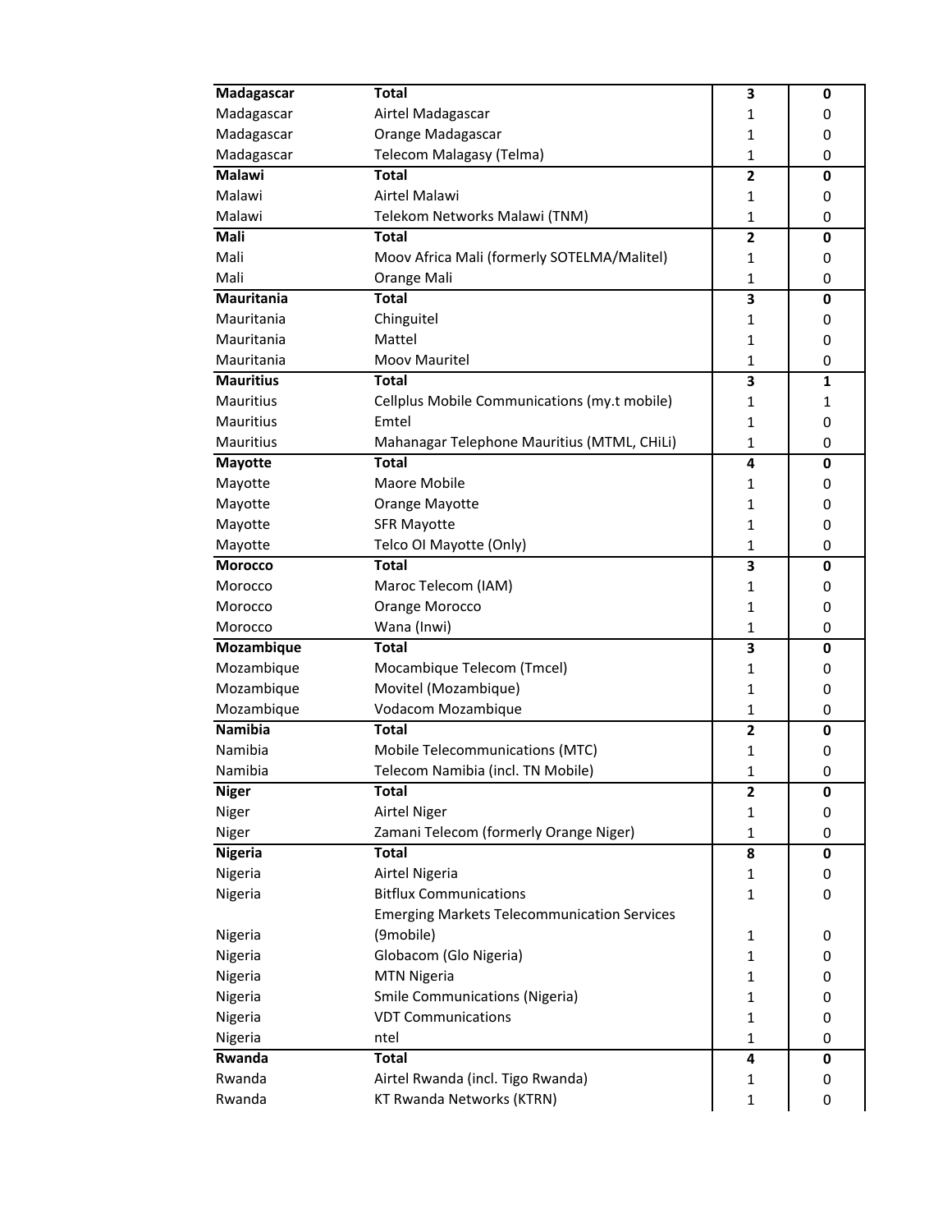| Madagascar | Total | 3 | 0 |
|---|---|---|---|
| Madagascar | Airtel Madagascar | 1 | 0 |
| Madagascar | Orange Madagascar | 1 | 0 |
| Madagascar | Telecom Malagasy (Telma) | 1 | 0 |
| **Malawi** | **Total** | **2** | **0** |
| Malawi | Airtel Malawi | 1 | 0 |
| Malawi | Telekom Networks Malawi (TNM) | 1 | 0 |
| **Mali** | **Total** | **2** | **0** |
| Mali | Moov Africa Mali (formerly SOTELMA/Malitel) | 1 | 0 |
| Mali | Orange Mali | 1 | 0 |
| **Mauritania** | **Total** | **3** | **0** |
| Mauritania | Chinguitel | 1 | 0 |
| Mauritania | Mattel | 1 | 0 |
| Mauritania | Moov Mauritel | 1 | 0 |
| **Mauritius** | **Total** | **3** | **1** |
| Mauritius | Cellplus Mobile Communications (my.t mobile) | 1 | 1 |
| Mauritius | Emtel | 1 | 0 |
| Mauritius | Mahanagar Telephone Mauritius (MTML, CHiLi) | 1 | 0 |
| **Mayotte** | **Total** | **4** | **0** |
| Mayotte | Maore Mobile | 1 | 0 |
| Mayotte | Orange Mayotte | 1 | 0 |
| Mayotte | SFR Mayotte | 1 | 0 |
| Mayotte | Telco OI Mayotte (Only) | 1 | 0 |
| **Morocco** | **Total** | **3** | **0** |
| Morocco | Maroc Telecom (IAM) | 1 | 0 |
| Morocco | Orange Morocco | 1 | 0 |
| Morocco | Wana (Inwi) | 1 | 0 |
| **Mozambique** | **Total** | **3** | **0** |
| Mozambique | Mocambique Telecom (Tmcel) | 1 | 0 |
| Mozambique | Movitel (Mozambique) | 1 | 0 |
| Mozambique | Vodacom Mozambique | 1 | 0 |
| **Namibia** | **Total** | **2** | **0** |
| Namibia | Mobile Telecommunications (MTC) | 1 | 0 |
| Namibia | Telecom Namibia (incl. TN Mobile) | 1 | 0 |
| **Niger** | **Total** | **2** | **0** |
| Niger | Airtel Niger | 1 | 0 |
| Niger | Zamani Telecom (formerly Orange Niger) | 1 | 0 |
| **Nigeria** | **Total** | **8** | **0** |
| Nigeria | Airtel Nigeria | 1 | 0 |
| Nigeria | Bitflux Communications | 1 | 0 |
| Nigeria | Emerging Markets Telecommunication Services (9mobile) | 1 | 0 |
| Nigeria | Globacom (Glo Nigeria) | 1 | 0 |
| Nigeria | MTN Nigeria | 1 | 0 |
| Nigeria | Smile Communications (Nigeria) | 1 | 0 |
| Nigeria | VDT Communications | 1 | 0 |
| Nigeria | ntel | 1 | 0 |
| **Rwanda** | **Total** | **4** | **0** |
| Rwanda | Airtel Rwanda (incl. Tigo Rwanda) | 1 | 0 |
| Rwanda | KT Rwanda Networks (KTRN) | 1 | 0 |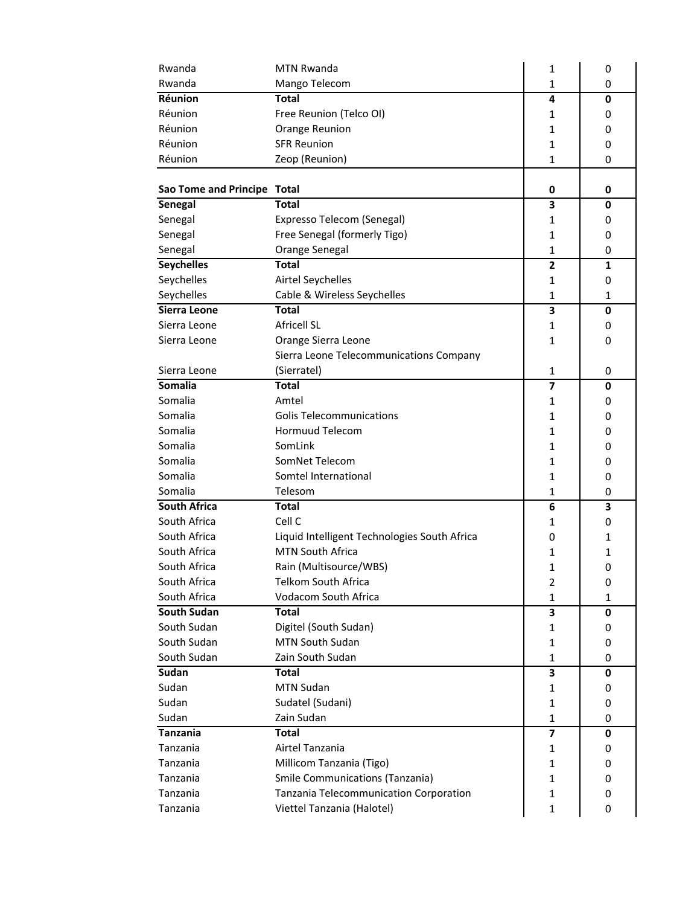| | | | |
|---|---|---|---|
| Rwanda | MTN Rwanda | 1 | 0 |
| Rwanda | Mango Telecom | 1 | 0 |
| **Réunion** | **Total** | **4** | **0** |
| Réunion | Free Reunion (Telco OI) | 1 | 0 |
| Réunion | Orange Reunion | 1 | 0 |
| Réunion | SFR Reunion | 1 | 0 |
| Réunion | Zeop (Reunion) | 1 | 0 |
| **Sao Tome and Principe** | **Total** | **0** | **0** |
| **Senegal** | **Total** | **3** | **0** |
| Senegal | Expresso Telecom (Senegal) | 1 | 0 |
| Senegal | Free Senegal (formerly Tigo) | 1 | 0 |
| Senegal | Orange Senegal | 1 | 0 |
| **Seychelles** | **Total** | **2** | **1** |
| Seychelles | Airtel Seychelles | 1 | 0 |
| Seychelles | Cable & Wireless Seychelles | 1 | 1 |
| **Sierra Leone** | **Total** | **3** | **0** |
| Sierra Leone | Africell SL | 1 | 0 |
| Sierra Leone | Orange Sierra Leone | 1 | 0 |
| Sierra Leone | Sierra Leone Telecommunications Company (Sierratel) | 1 | 0 |
| **Somalia** | **Total** | **7** | **0** |
| Somalia | Amtel | 1 | 0 |
| Somalia | Golis Telecommunications | 1 | 0 |
| Somalia | Hormuud Telecom | 1 | 0 |
| Somalia | SomLink | 1 | 0 |
| Somalia | SomNet Telecom | 1 | 0 |
| Somalia | Somtel International | 1 | 0 |
| Somalia | Telesom | 1 | 0 |
| **South Africa** | **Total** | **6** | **3** |
| South Africa | Cell C | 1 | 0 |
| South Africa | Liquid Intelligent Technologies South Africa | 0 | 1 |
| South Africa | MTN South Africa | 1 | 1 |
| South Africa | Rain (Multisource/WBS) | 1 | 0 |
| South Africa | Telkom South Africa | 2 | 0 |
| South Africa | Vodacom South Africa | 1 | 1 |
| **South Sudan** | **Total** | **3** | **0** |
| South Sudan | Digitel (South Sudan) | 1 | 0 |
| South Sudan | MTN South Sudan | 1 | 0 |
| South Sudan | Zain South Sudan | 1 | 0 |
| **Sudan** | **Total** | **3** | **0** |
| Sudan | MTN Sudan | 1 | 0 |
| Sudan | Sudatel (Sudani) | 1 | 0 |
| Sudan | Zain Sudan | 1 | 0 |
| **Tanzania** | **Total** | **7** | **0** |
| Tanzania | Airtel Tanzania | 1 | 0 |
| Tanzania | Millicom Tanzania (Tigo) | 1 | 0 |
| Tanzania | Smile Communications (Tanzania) | 1 | 0 |
| Tanzania | Tanzania Telecommunication Corporation | 1 | 0 |
| Tanzania | Viettel Tanzania (Halotel) | 1 | 0 |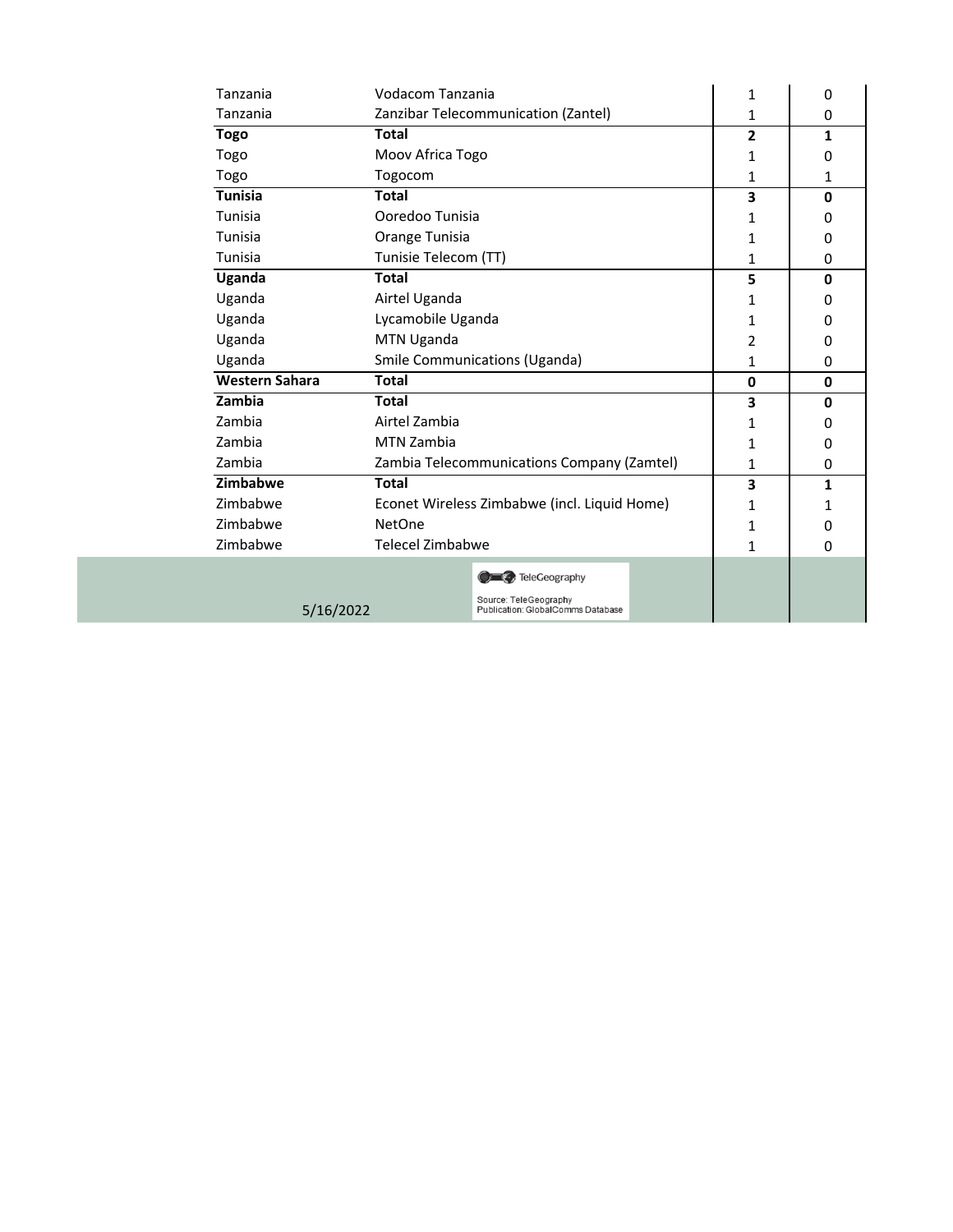| | | | |
|---|---|---|---|
| Tanzania | Vodacom Tanzania | 1 | 0 |
| Tanzania | Zanzibar Telecommunication (Zantel) | 1 | 0 |
| **Togo** | **Total** | **2** | **1** |
| Togo | Moov Africa Togo | 1 | 0 |
| Togo | Togocom | 1 | 1 |
| **Tunisia** | **Total** | **3** | **0** |
| Tunisia | Ooredoo Tunisia | 1 | 0 |
| Tunisia | Orange Tunisia | 1 | 0 |
| Tunisia | Tunisie Telecom (TT) | 1 | 0 |
| **Uganda** | **Total** | **5** | **0** |
| Uganda | Airtel Uganda | 1 | 0 |
| Uganda | Lycamobile Uganda | 1 | 0 |
| Uganda | MTN Uganda | 2 | 0 |
| Uganda | Smile Communications (Uganda) | 1 | 0 |
| **Western Sahara** | **Total** | **0** | **0** |
| **Zambia** | **Total** | **3** | **0** |
| Zambia | Airtel Zambia | 1 | 0 |
| Zambia | MTN Zambia | 1 | 0 |
| Zambia | Zambia Telecommunications Company (Zamtel) | 1 | 0 |
| **Zimbabwe** | **Total** | **3** | **1** |
| Zimbabwe | Econet Wireless Zimbabwe (incl. Liquid Home) | 1 | 1 |
| Zimbabwe | NetOne | 1 | 0 |
| Zimbabwe | Telecel Zimbabwe | 1 | 0 |

5/16/2022

TeleGeography

Source: TeleGeography
Publication: GlobalComms Database